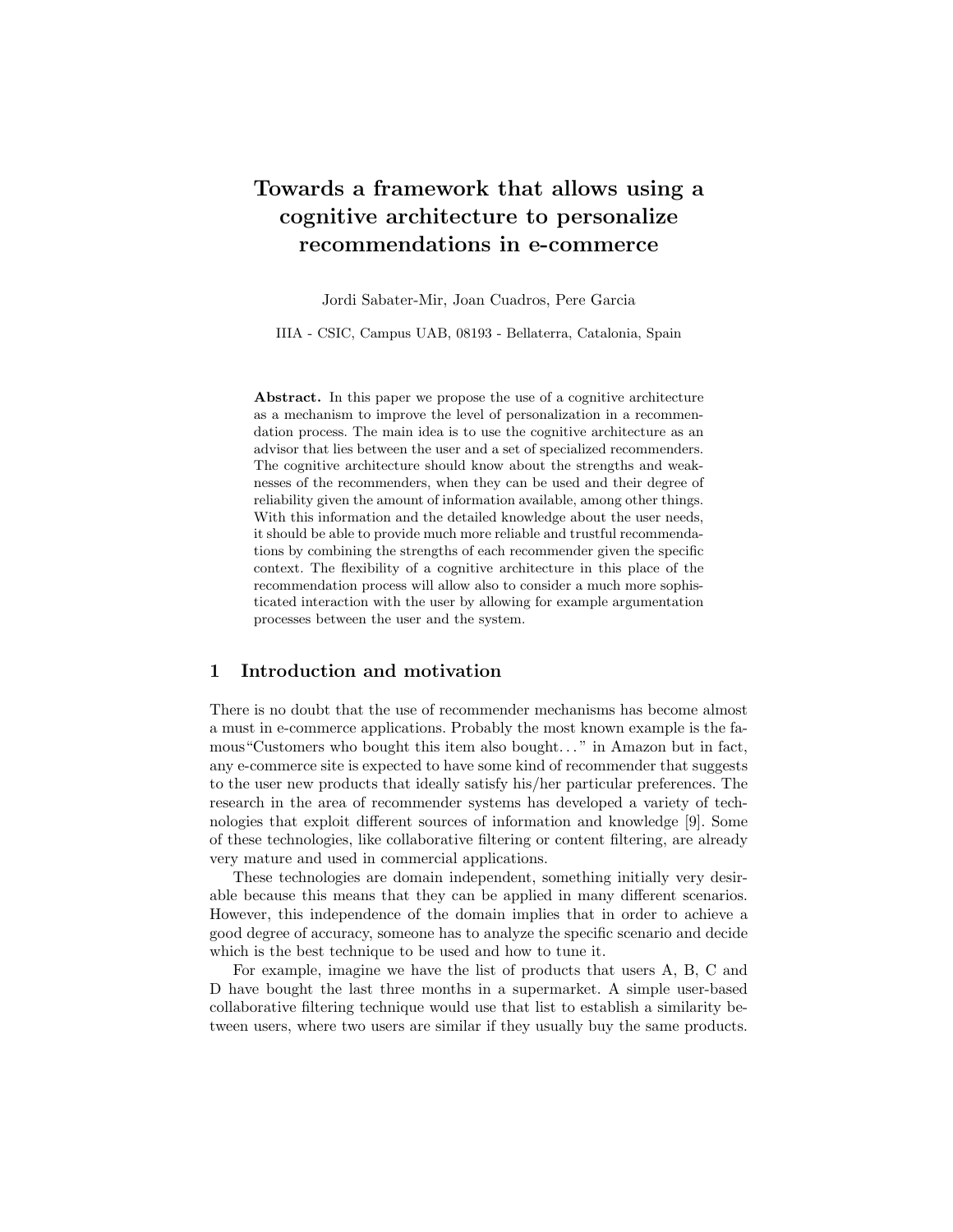# Towards a framework that allows using a cognitive architecture to personalize recommendations in e-commerce

Jordi Sabater-Mir, Joan Cuadros, Pere Garcia

IIIA - CSIC, Campus UAB, 08193 - Bellaterra, Catalonia, Spain

**Abstract.** In this paper we propose the use of a cognitive architecture as a mechanism to improve the level of personalization in a recommendation process. The main idea is to use the cognitive architecture as an advisor that lies between the user and a set of specialized recommenders. The cognitive architecture should know about the strengths and weaknesses of the recommenders, when they can be used and their degree of reliability given the amount of information available, among other things. With this information and the detailed knowledge about the user needs, it should be able to provide much more reliable and trustful recommendations by combining the strengths of each recommender given the specific context. The flexibility of a cognitive architecture in this place of the recommendation process will allow also to consider a much more sophisticated interaction with the user by allowing for example argumentation processes between the user and the system.

## 1 Introduction and motivation

There is no doubt that the use of recommender mechanisms has become almost a must in e-commerce applications. Probably the most known example is the famous"Customers who bought this item also bought..." in Amazon but in fact, any e-commerce site is expected to have some kind of recommender that suggests to the user new products that ideally satisfy his/her particular preferences. The research in the area of recommender systems has developed a variety of technologies that exploit different sources of information and knowledge [9]. Some of these technologies, like collaborative filtering or content filtering, are already very mature and used in commercial applications.

These technologies are domain independent, something initially very desirable because this means that they can be applied in many different scenarios. However, this independence of the domain implies that in order to achieve a good degree of accuracy, someone has to analyze the specific scenario and decide which is the best technique to be used and how to tune it.

For example, imagine we have the list of products that users A, B, C and D have bought the last three months in a supermarket. A simple user-based collaborative filtering technique would use that list to establish a similarity between users, where two users are similar if they usually buy the same products.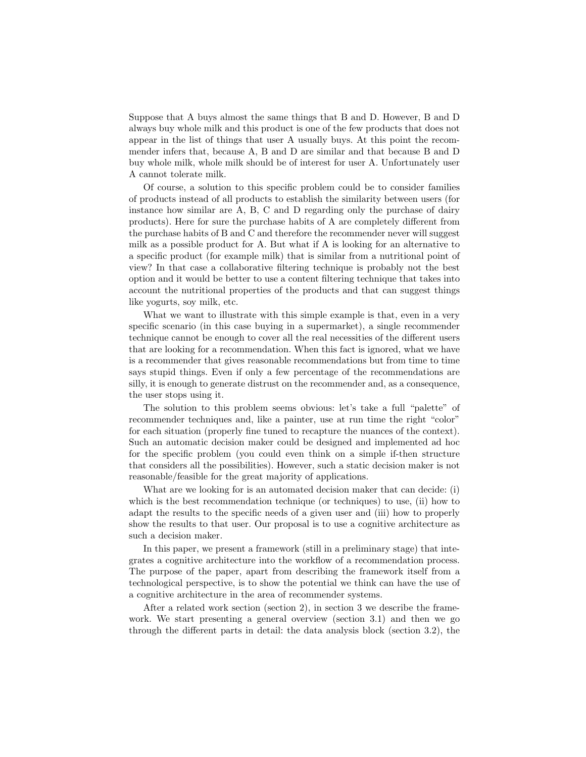Suppose that A buys almost the same things that B and D. However, B and D always buy whole milk and this product is one of the few products that does not appear in the list of things that user A usually buys. At this point the recommender infers that, because A, B and D are similar and that because B and D buy whole milk, whole milk should be of interest for user A. Unfortunately user A cannot tolerate milk.

Of course, a solution to this specific problem could be to consider families of products instead of all products to establish the similarity between users (for instance how similar are A, B, C and D regarding only the purchase of dairy products). Here for sure the purchase habits of A are completely different from the purchase habits of B and C and therefore the recommender never will suggest milk as a possible product for A. But what if A is looking for an alternative to a specific product (for example milk) that is similar from a nutritional point of view? In that case a collaborative filtering technique is probably not the best option and it would be better to use a content filtering technique that takes into account the nutritional properties of the products and that can suggest things like yogurts, soy milk, etc.

What we want to illustrate with this simple example is that, even in a very specific scenario (in this case buying in a supermarket), a single recommender technique cannot be enough to cover all the real necessities of the different users that are looking for a recommendation. When this fact is ignored, what we have is a recommender that gives reasonable recommendations but from time to time says stupid things. Even if only a few percentage of the recommendations are silly, it is enough to generate distrust on the recommender and, as a consequence, the user stops using it.

The solution to this problem seems obvious: let's take a full "palette" of recommender techniques and, like a painter, use at run time the right "color" for each situation (properly fine tuned to recapture the nuances of the context). Such an automatic decision maker could be designed and implemented ad hoc for the specific problem (you could even think on a simple if-then structure that considers all the possibilities). However, such a static decision maker is not reasonable/feasible for the great majority of applications.

What are we looking for is an automated decision maker that can decide: (i) which is the best recommendation technique (or techniques) to use, (ii) how to adapt the results to the specific needs of a given user and (iii) how to properly show the results to that user. Our proposal is to use a cognitive architecture as such a decision maker.

In this paper, we present a framework (still in a preliminary stage) that integrates a cognitive architecture into the workflow of a recommendation process. The purpose of the paper, apart from describing the framework itself from a technological perspective, is to show the potential we think can have the use of a cognitive architecture in the area of recommender systems.

After a related work section (section 2), in section 3 we describe the framework. We start presenting a general overview (section 3.1) and then we go through the different parts in detail: the data analysis block (section 3.2), the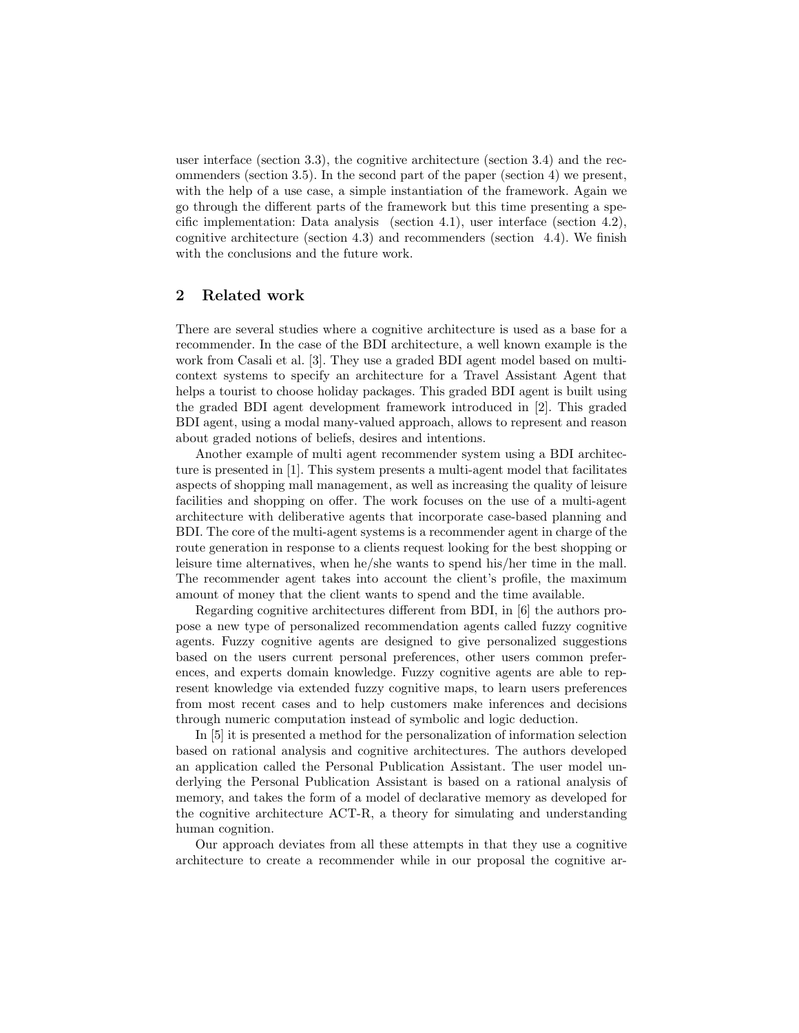user interface (section 3.3), the cognitive architecture (section 3.4) and the recommenders (section 3.5). In the second part of the paper (section 4) we present, with the help of a use case, a simple instantiation of the framework. Again we go through the different parts of the framework but this time presenting a specific implementation: Data analysis (section 4.1), user interface (section 4.2), cognitive architecture (section 4.3) and recommenders (section 4.4). We finish with the conclusions and the future work.

## 2 Related work

There are several studies where a cognitive architecture is used as a base for a recommender. In the case of the BDI architecture, a well known example is the work from Casali et al. [3]. They use a graded BDI agent model based on multi-context systems to specify an architecture for a Travel Assistant Agent that helps a tourist to choose holiday packages. This graded BDI agent is built using the graded BDI agent development framework introduced in [2]. This graded BDI agent, using a modal many-valued approach, allows to represent and reason about graded notions of beliefs, desires and intentions.

Another example of multi agent recommender system using a BDI architecture is presented in [1]. This system presents a multi-agent model that facilitates aspects of shopping mall management, as well as increasing the quality of leisure facilities and shopping on offer. The work focuses on the use of a multi-agent architecture with deliberative agents that incorporate case-based planning and BDI. The core of the multi-agent systems is a recommender agent in charge of the route generation in response to a clients request looking for the best shopping or leisure time alternatives, when he/she wants to spend his/her time in the mall. The recommender agent takes into account the client's profile, the maximum amount of money that the client wants to spend and the time available.

Regarding cognitive architectures different from BDI, in [6] the authors propose a new type of personalized recommendation agents called fuzzy cognitive agents. Fuzzy cognitive agents are designed to give personalized suggestions based on the users current personal preferences, other users common preferences, and experts domain knowledge. Fuzzy cognitive agents are able to represent knowledge via extended fuzzy cognitive maps, to learn users preferences from most recent cases and to help customers make inferences and decisions through numeric computation instead of symbolic and logic deduction.

In [5] it is presented a method for the personalization of information selection based on rational analysis and cognitive architectures. The authors developed an application called the Personal Publication Assistant. The user model underlying the Personal Publication Assistant is based on a rational analysis of memory, and takes the form of a model of declarative memory as developed for the cognitive architecture ACT-R, a theory for simulating and understanding human cognition.

Our approach deviates from all these attempts in that they use a cognitive architecture to create a recommender while in our proposal the cognitive ar-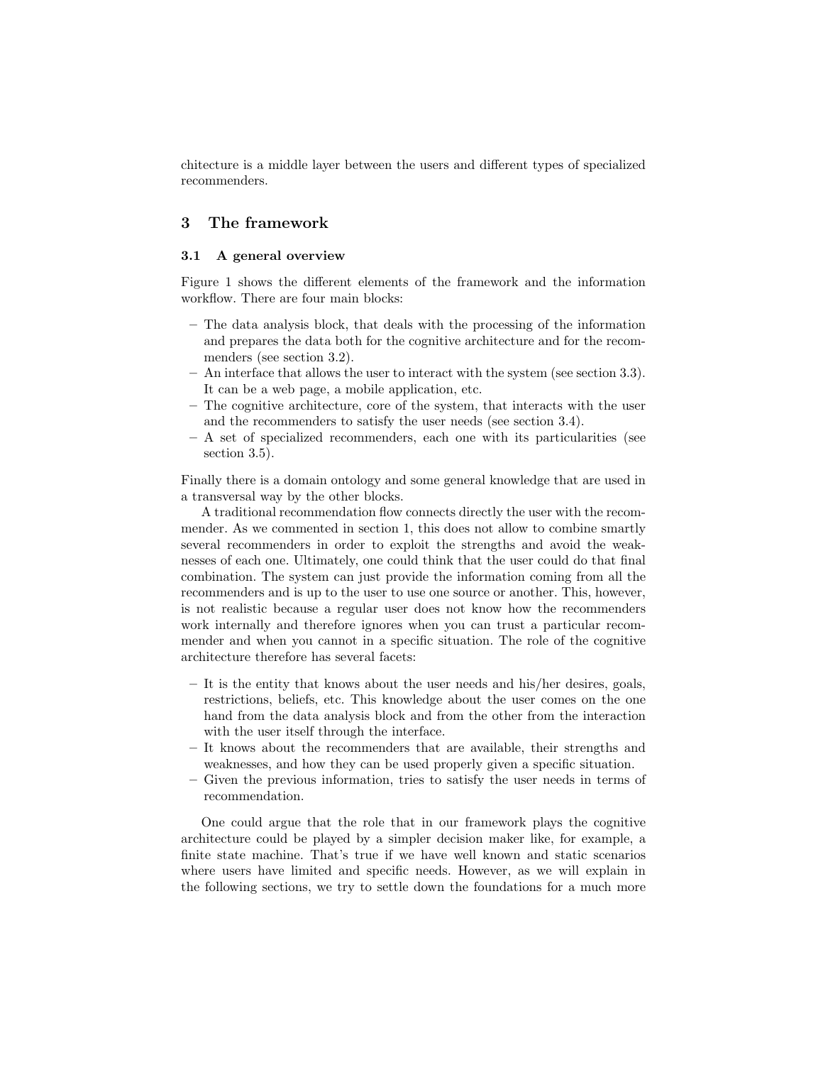chitecture is a middle layer between the users and different types of specialized recommenders.

## 3 The framework

### 3.1 A general overview

Figure 1 shows the different elements of the framework and the information workflow. There are four main blocks:

- The data analysis block, that deals with the processing of the information and prepares the data both for the cognitive architecture and for the recommenders (see section 3.2).
- An interface that allows the user to interact with the system (see section 3.3). It can be a web page, a mobile application, etc.
- The cognitive architecture, core of the system, that interacts with the user and the recommenders to satisfy the user needs (see section 3.4).
- A set of specialized recommenders, each one with its particularities (see section 3.5).

Finally there is a domain ontology and some general knowledge that are used in a transversal way by the other blocks.

A traditional recommendation flow connects directly the user with the recommender. As we commented in section 1, this does not allow to combine smartly several recommenders in order to exploit the strengths and avoid the weaknesses of each one. Ultimately, one could think that the user could do that final combination. The system can just provide the information coming from all the recommenders and is up to the user to use one source or another. This, however, is not realistic because a regular user does not know how the recommenders work internally and therefore ignores when you can trust a particular recommender and when you cannot in a specific situation. The role of the cognitive architecture therefore has several facets:

- It is the entity that knows about the user needs and his/her desires, goals, restrictions, beliefs, etc. This knowledge about the user comes on the one hand from the data analysis block and from the other from the interaction with the user itself through the interface.
- It knows about the recommenders that are available, their strengths and weaknesses, and how they can be used properly given a specific situation.
- Given the previous information, tries to satisfy the user needs in terms of recommendation.

One could argue that the role that in our framework plays the cognitive architecture could be played by a simpler decision maker like, for example, a finite state machine. That's true if we have well known and static scenarios where users have limited and specific needs. However, as we will explain in the following sections, we try to settle down the foundations for a much more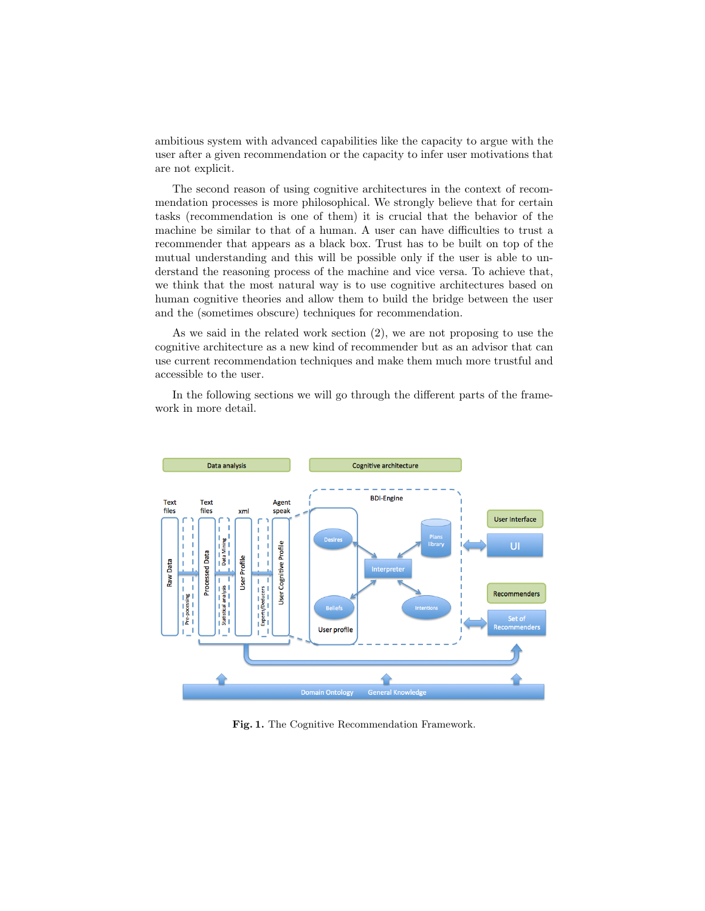ambitious system with advanced capabilities like the capacity to argue with the user after a given recommendation or the capacity to infer user motivations that are not explicit.

The second reason of using cognitive architectures in the context of recommendation processes is more philosophical. We strongly believe that for certain tasks (recommendation is one of them) it is crucial that the behavior of the machine be similar to that of a human. A user can have difficulties to trust a recommender that appears as a black box. Trust has to be built on top of the mutual understanding and this will be possible only if the user is able to understand the reasoning process of the machine and vice versa. To achieve that, we think that the most natural way is to use cognitive architectures based on human cognitive theories and allow them to build the bridge between the user and the (sometimes obscure) techniques for recommendation.

As we said in the related work section (2), we are not proposing to use the cognitive architecture as a new kind of recommender but as an advisor that can use current recommendation techniques and make them much more trustful and accessible to the user.

In the following sections we will go through the different parts of the framework in more detail.

**Fig. 1.** The Cognitive Recommendation Framework.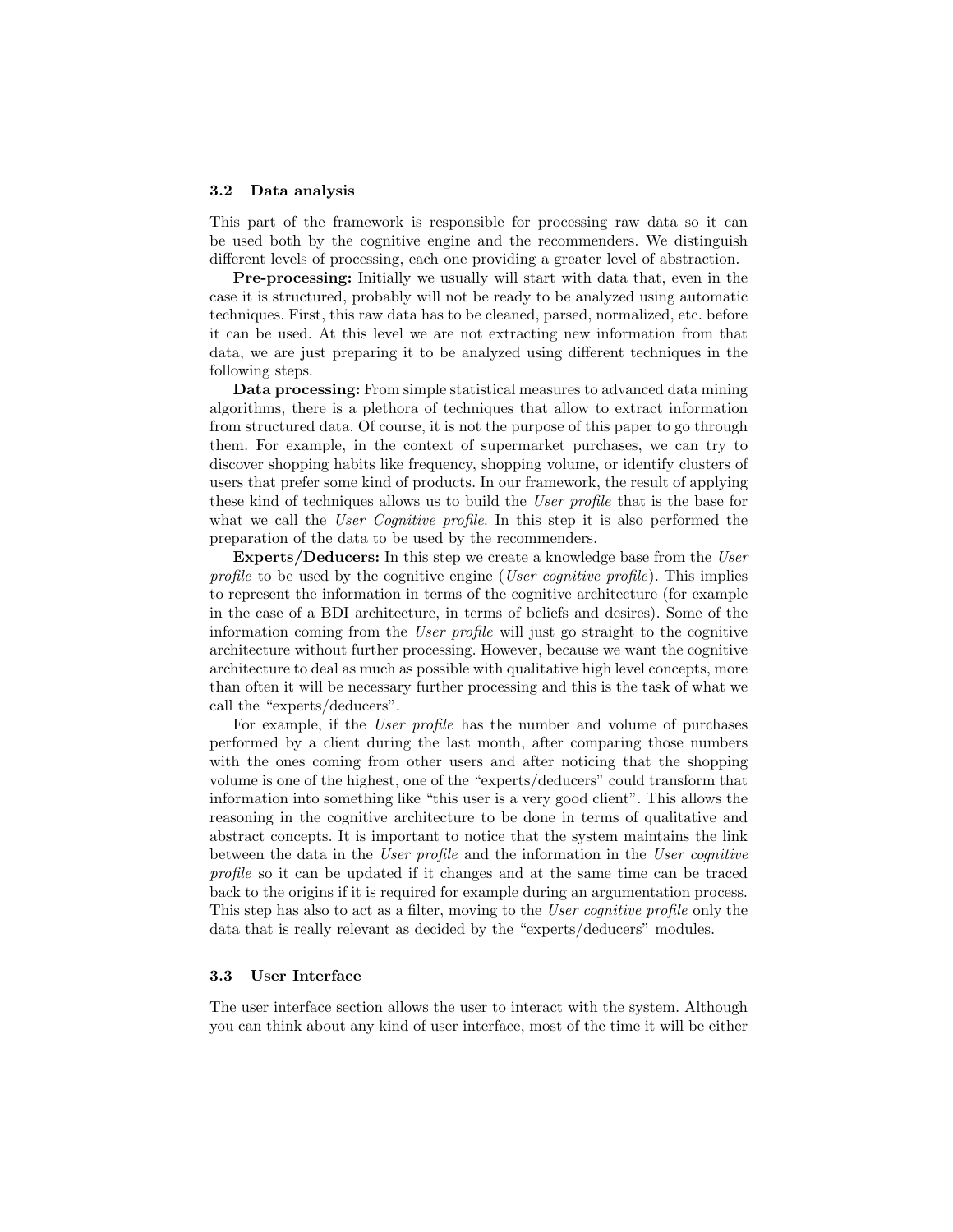### 3.2 Data analysis

This part of the framework is responsible for processing raw data so it can be used both by the cognitive engine and the recommenders. We distinguish different levels of processing, each one providing a greater level of abstraction.

**Pre-processing:** Initially we usually will start with data that, even in the case it is structured, probably will not be ready to be analyzed using automatic techniques. First, this raw data has to be cleaned, parsed, normalized, etc. before it can be used. At this level we are not extracting new information from that data, we are just preparing it to be analyzed using different techniques in the following steps.

**Data processing:** From simple statistical measures to advanced data mining algorithms, there is a plethora of techniques that allow to extract information from structured data. Of course, it is not the purpose of this paper to go through them. For example, in the context of supermarket purchases, we can try to discover shopping habits like frequency, shopping volume, or identify clusters of users that prefer some kind of products. In our framework, the result of applying these kind of techniques allows us to build the *User profile* that is the base for what we call the *User Cognitive profile*. In this step it is also performed the preparation of the data to be used by the recommenders.

**Experts/Deducers:** In this step we create a knowledge base from the *User profile* to be used by the cognitive engine (*User cognitive profile*). This implies to represent the information in terms of the cognitive architecture (for example in the case of a BDI architecture, in terms of beliefs and desires). Some of the information coming from the *User profile* will just go straight to the cognitive architecture without further processing. However, because we want the cognitive architecture to deal as much as possible with qualitative high level concepts, more than often it will be necessary further processing and this is the task of what we call the "experts/deducers".

For example, if the *User profile* has the number and volume of purchases performed by a client during the last month, after comparing those numbers with the ones coming from other users and after noticing that the shopping volume is one of the highest, one of the "experts/deducers" could transform that information into something like "this user is a very good client". This allows the reasoning in the cognitive architecture to be done in terms of qualitative and abstract concepts. It is important to notice that the system maintains the link between the data in the *User profile* and the information in the *User cognitive profile* so it can be updated if it changes and at the same time can be traced back to the origins if it is required for example during an argumentation process. This step has also to act as a filter, moving to the *User cognitive profile* only the data that is really relevant as decided by the "experts/deducers" modules.

### 3.3 User Interface

The user interface section allows the user to interact with the system. Although you can think about any kind of user interface, most of the time it will be either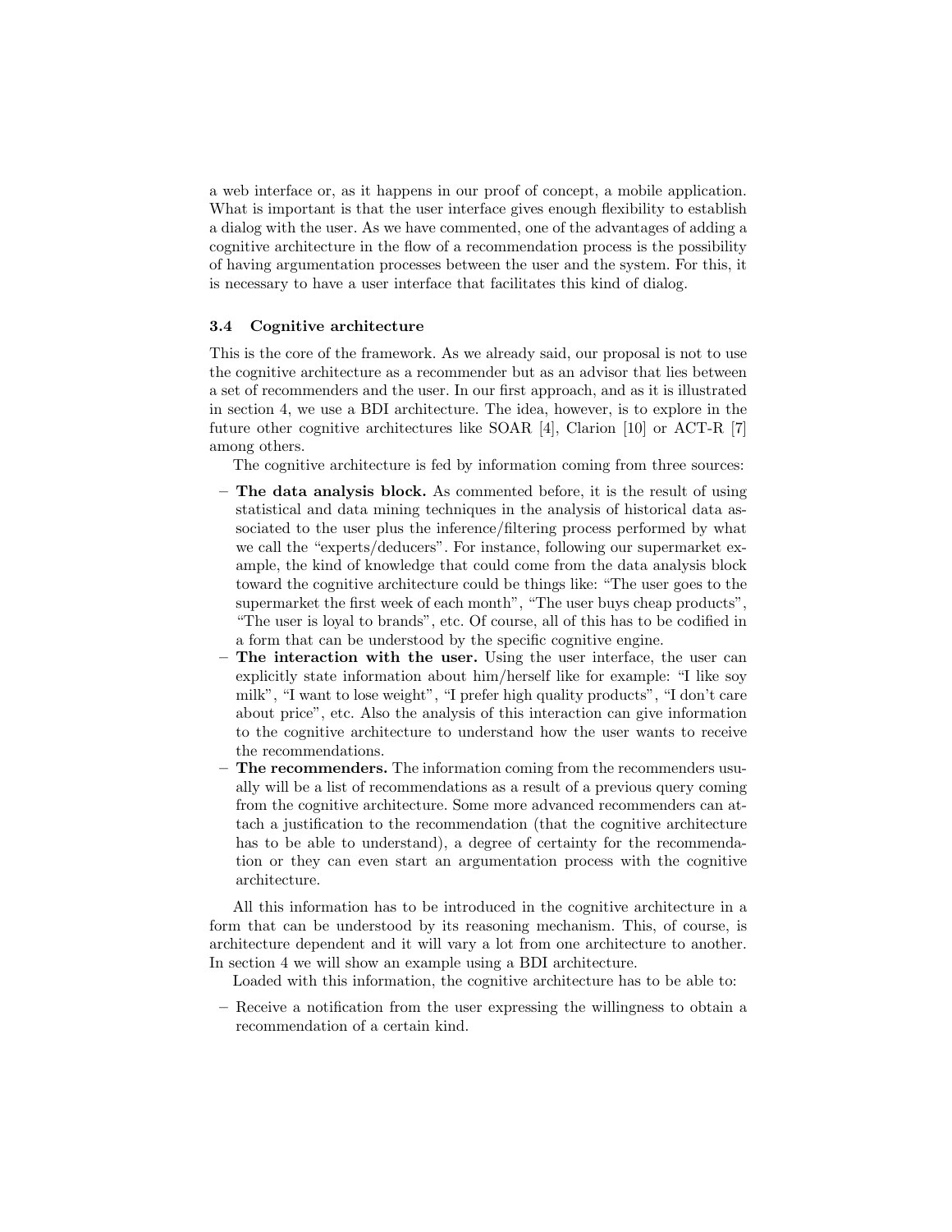a web interface or, as it happens in our proof of concept, a mobile application. What is important is that the user interface gives enough flexibility to establish a dialog with the user. As we have commented, one of the advantages of adding a cognitive architecture in the flow of a recommendation process is the possibility of having argumentation processes between the user and the system. For this, it is necessary to have a user interface that facilitates this kind of dialog.

### 3.4 Cognitive architecture

This is the core of the framework. As we already said, our proposal is not to use the cognitive architecture as a recommender but as an advisor that lies between a set of recommenders and the user. In our first approach, and as it is illustrated in section 4, we use a BDI architecture. The idea, however, is to explore in the future other cognitive architectures like SOAR [4], Clarion [10] or ACT-R [7] among others.

The cognitive architecture is fed by information coming from three sources:

- **The data analysis block.** As commented before, it is the result of using statistical and data mining techniques in the analysis of historical data associated to the user plus the inference/filtering process performed by what we call the "experts/deducers". For instance, following our supermarket example, the kind of knowledge that could come from the data analysis block toward the cognitive architecture could be things like: "The user goes to the supermarket the first week of each month", "The user buys cheap products", "The user is loyal to brands", etc. Of course, all of this has to be codified in a form that can be understood by the specific cognitive engine.
- **The interaction with the user.** Using the user interface, the user can explicitly state information about him/herself like for example: "I like soy milk", "I want to lose weight", "I prefer high quality products", "I don't care about price", etc. Also the analysis of this interaction can give information to the cognitive architecture to understand how the user wants to receive the recommendations.
- **The recommenders.** The information coming from the recommenders usually will be a list of recommendations as a result of a previous query coming from the cognitive architecture. Some more advanced recommenders can attach a justification to the recommendation (that the cognitive architecture has to be able to understand), a degree of certainty for the recommendation or they can even start an argumentation process with the cognitive architecture.

All this information has to be introduced in the cognitive architecture in a form that can be understood by its reasoning mechanism. This, of course, is architecture dependent and it will vary a lot from one architecture to another. In section 4 we will show an example using a BDI architecture.

Loaded with this information, the cognitive architecture has to be able to:

- Receive a notification from the user expressing the willingness to obtain a recommendation of a certain kind.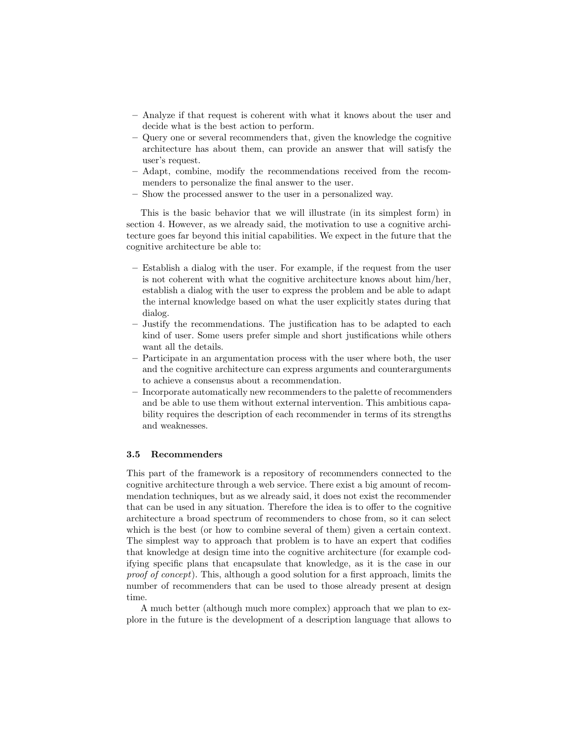- Analyze if that request is coherent with what it knows about the user and decide what is the best action to perform.
- Query one or several recommenders that, given the knowledge the cognitive architecture has about them, can provide an answer that will satisfy the user's request.
- Adapt, combine, modify the recommendations received from the recommenders to personalize the final answer to the user.
- Show the processed answer to the user in a personalized way.

This is the basic behavior that we will illustrate (in its simplest form) in section 4. However, as we already said, the motivation to use a cognitive architecture goes far beyond this initial capabilities. We expect in the future that the cognitive architecture be able to:

- Establish a dialog with the user. For example, if the request from the user is not coherent with what the cognitive architecture knows about him/her, establish a dialog with the user to express the problem and be able to adapt the internal knowledge based on what the user explicitly states during that dialog.
- Justify the recommendations. The justification has to be adapted to each kind of user. Some users prefer simple and short justifications while others want all the details.
- Participate in an argumentation process with the user where both, the user and the cognitive architecture can express arguments and counterarguments to achieve a consensus about a recommendation.
- Incorporate automatically new recommenders to the palette of recommenders and be able to use them without external intervention. This ambitious capability requires the description of each recommender in terms of its strengths and weaknesses.

### 3.5 Recommenders

This part of the framework is a repository of recommenders connected to the cognitive architecture through a web service. There exist a big amount of recommendation techniques, but as we already said, it does not exist the recommender that can be used in any situation. Therefore the idea is to offer to the cognitive architecture a broad spectrum of recommenders to chose from, so it can select which is the best (or how to combine several of them) given a certain context. The simplest way to approach that problem is to have an expert that codifies that knowledge at design time into the cognitive architecture (for example codifying specific plans that encapsulate that knowledge, as it is the case in our *proof of concept*). This, although a good solution for a first approach, limits the number of recommenders that can be used to those already present at design time.

A much better (although much more complex) approach that we plan to explore in the future is the development of a description language that allows to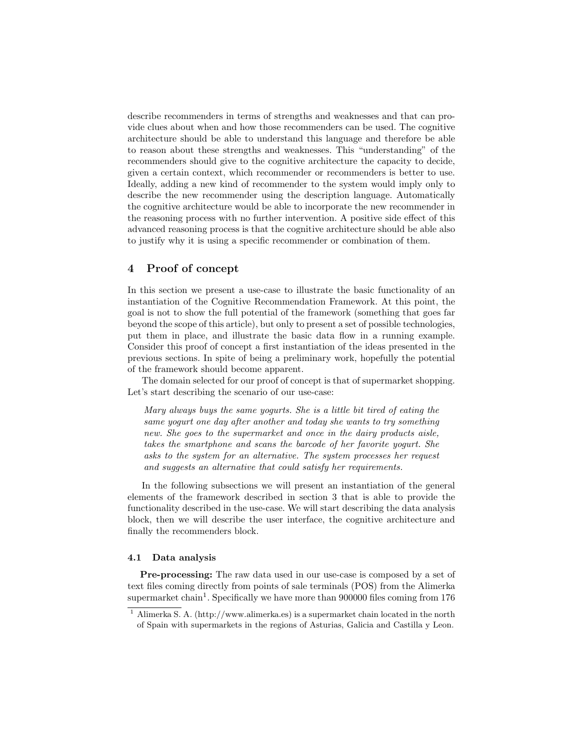describe recommenders in terms of strengths and weaknesses and that can provide clues about when and how those recommenders can be used. The cognitive architecture should be able to understand this language and therefore be able to reason about these strengths and weaknesses. This "understanding" of the recommenders should give to the cognitive architecture the capacity to decide, given a certain context, which recommender or recommenders is better to use. Ideally, adding a new kind of recommender to the system would imply only to describe the new recommender using the description language. Automatically the cognitive architecture would be able to incorporate the new recommender in the reasoning process with no further intervention. A positive side effect of this advanced reasoning process is that the cognitive architecture should be able also to justify why it is using a specific recommender or combination of them.

## 4 Proof of concept

In this section we present a use-case to illustrate the basic functionality of an instantiation of the Cognitive Recommendation Framework. At this point, the goal is not to show the full potential of the framework (something that goes far beyond the scope of this article), but only to present a set of possible technologies, put them in place, and illustrate the basic data flow in a running example. Consider this proof of concept a first instantiation of the ideas presented in the previous sections. In spite of being a preliminary work, hopefully the potential of the framework should become apparent.

The domain selected for our proof of concept is that of supermarket shopping. Let's start describing the scenario of our use-case:

> *Mary always buys the same yogurts. She is a little bit tired of eating the same yogurt one day after another and today she wants to try something new. She goes to the supermarket and once in the dairy products aisle, takes the smartphone and scans the barcode of her favorite yogurt. She asks to the system for an alternative. The system processes her request and suggests an alternative that could satisfy her requirements.*

In the following subsections we will present an instantiation of the general elements of the framework described in section 3 that is able to provide the functionality described in the use-case. We will start describing the data analysis block, then we will describe the user interface, the cognitive architecture and finally the recommenders block.

### 4.1 Data analysis

**Pre-processing:** The raw data used in our use-case is composed by a set of text files coming directly from points of sale terminals (POS) from the Alimerka supermarket chain[1]. Specifically we have more than 900000 files coming from 176

[1] Alimerka S. A. (http://www.alimerka.es) is a supermarket chain located in the north of Spain with supermarkets in the regions of Asturias, Galicia and Castilla y Leon.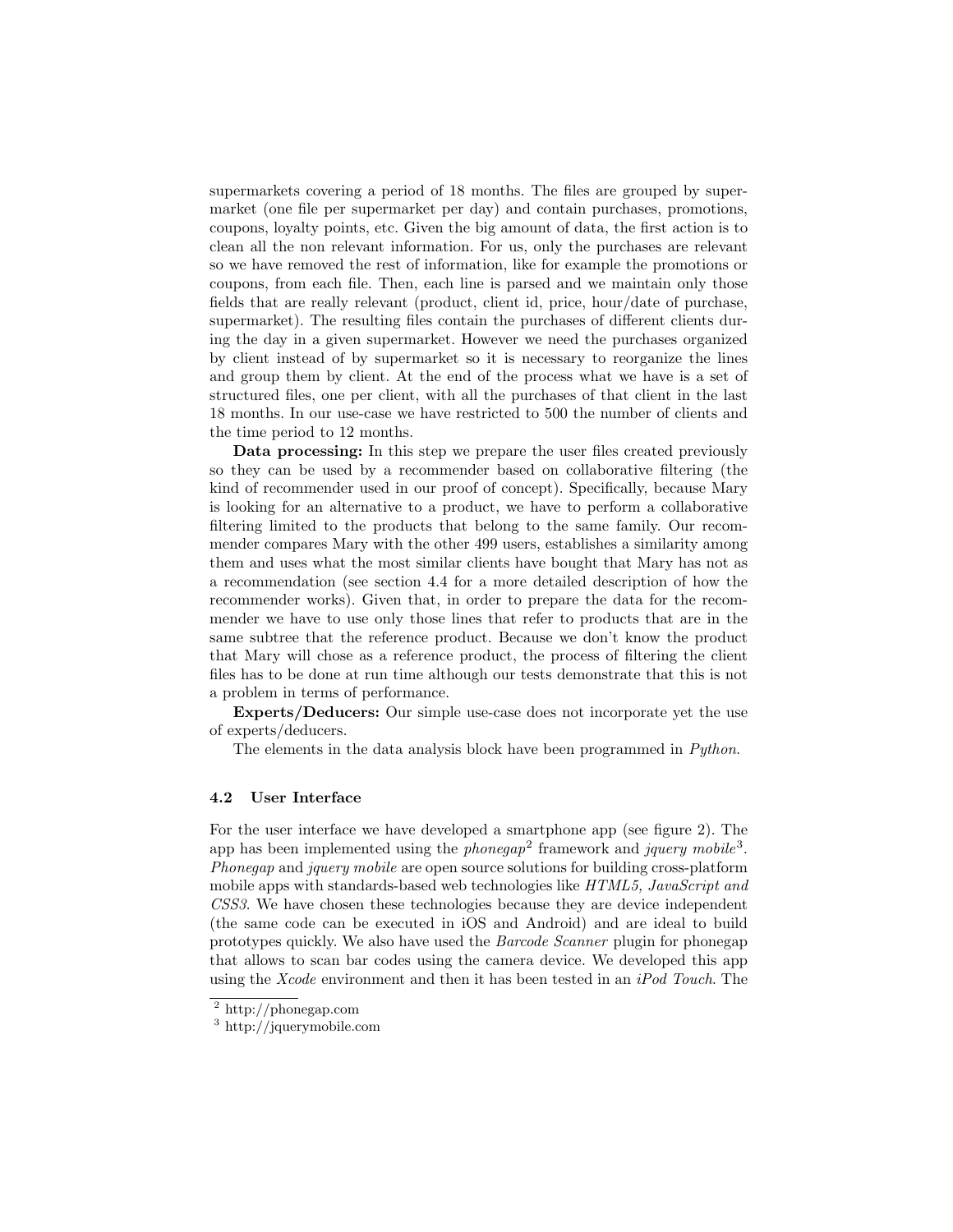supermarkets covering a period of 18 months. The files are grouped by supermarket (one file per supermarket per day) and contain purchases, promotions, coupons, loyalty points, etc. Given the big amount of data, the first action is to clean all the non relevant information. For us, only the purchases are relevant so we have removed the rest of information, like for example the promotions or coupons, from each file. Then, each line is parsed and we maintain only those fields that are really relevant (product, client id, price, hour/date of purchase, supermarket). The resulting files contain the purchases of different clients during the day in a given supermarket. However we need the purchases organized by client instead of by supermarket so it is necessary to reorganize the lines and group them by client. At the end of the process what we have is a set of structured files, one per client, with all the purchases of that client in the last 18 months. In our use-case we have restricted to 500 the number of clients and the time period to 12 months.

**Data processing:** In this step we prepare the user files created previously so they can be used by a recommender based on collaborative filtering (the kind of recommender used in our proof of concept). Specifically, because Mary is looking for an alternative to a product, we have to perform a collaborative filtering limited to the products that belong to the same family. Our recommender compares Mary with the other 499 users, establishes a similarity among them and uses what the most similar clients have bought that Mary has not as a recommendation (see section 4.4 for a more detailed description of how the recommender works). Given that, in order to prepare the data for the recommender we have to use only those lines that refer to products that are in the same subtree that the reference product. Because we don't know the product that Mary will chose as a reference product, the process of filtering the client files has to be done at run time although our tests demonstrate that this is not a problem in terms of performance.

**Experts/Deducers:** Our simple use-case does not incorporate yet the use of experts/deducers.

The elements in the data analysis block have been programmed in *Python*.

### 4.2 User Interface

For the user interface we have developed a smartphone app (see figure 2). The app has been implemented using the *phonegap*[2] framework and *jquery mobile*[3]. *Phonegap* and *jquery mobile* are open source solutions for building cross-platform mobile apps with standards-based web technologies like *HTML5, JavaScript and CSS3*. We have chosen these technologies because they are device independent (the same code can be executed in iOS and Android) and are ideal to build prototypes quickly. We also have used the *Barcode Scanner* plugin for phonegap that allows to scan bar codes using the camera device. We developed this app using the *Xcode* environment and then it has been tested in an *iPod Touch*. The

[2] http://phonegap.com

[3] http://jquerymobile.com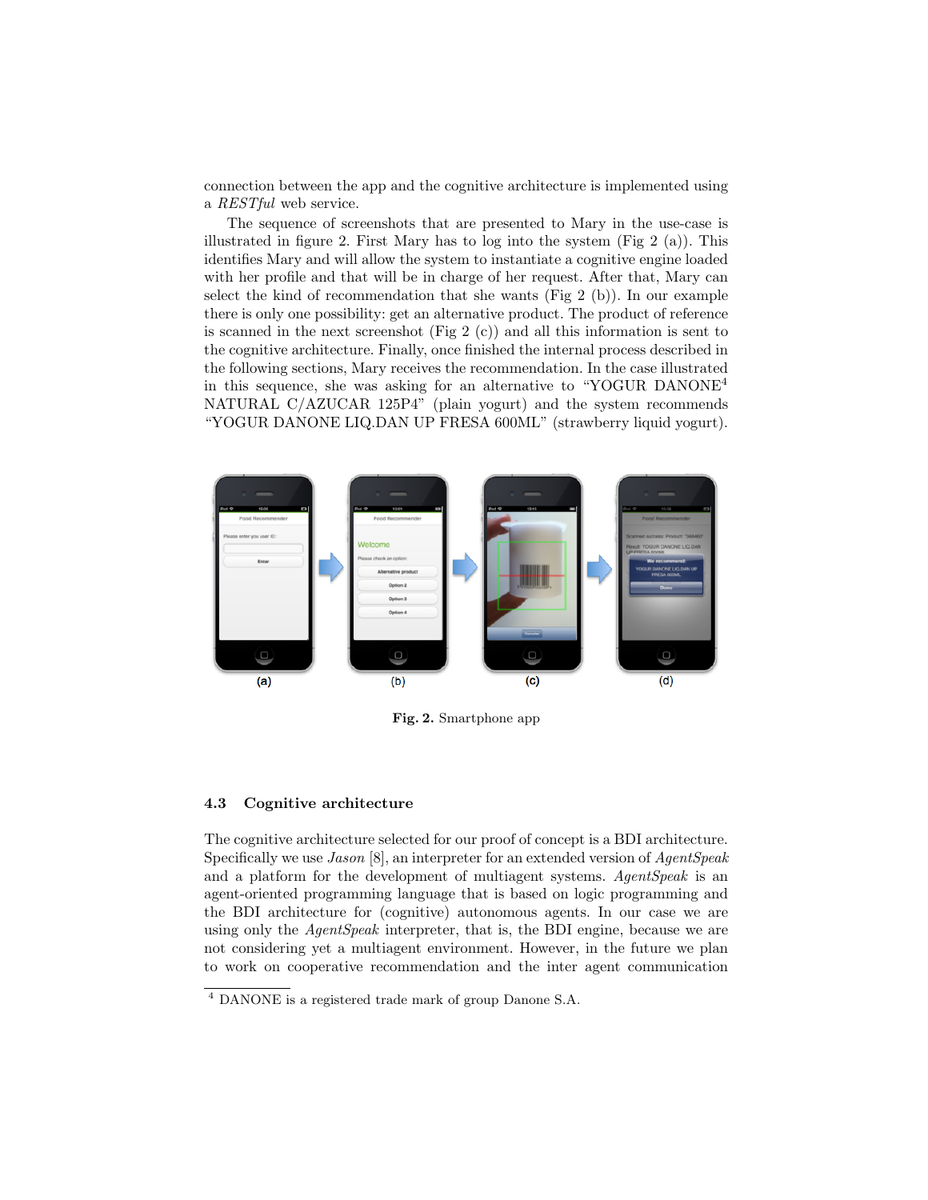connection between the app and the cognitive architecture is implemented using a *RESTful* web service.

The sequence of screenshots that are presented to Mary in the use-case is illustrated in figure 2. First Mary has to log into the system (Fig 2 (a)). This identifies Mary and will allow the system to instantiate a cognitive engine loaded with her profile and that will be in charge of her request. After that, Mary can select the kind of recommendation that she wants (Fig 2 (b)). In our example there is only one possibility: get an alternative product. The product of reference is scanned in the next screenshot (Fig 2 (c)) and all this information is sent to the cognitive architecture. Finally, once finished the internal process described in the following sections, Mary receives the recommendation. In the case illustrated in this sequence, she was asking for an alternative to "YOGUR DANONE[4] NATURAL C/AZUCAR 125P4" (plain yogurt) and the system recommends "YOGUR DANONE LIQ.DAN UP FRESA 600ML" (strawberry liquid yogurt).

**Fig. 2.** Smartphone app

### 4.3 Cognitive architecture

The cognitive architecture selected for our proof of concept is a BDI architecture. Specifically we use *Jason* [8], an interpreter for an extended version of *AgentSpeak* and a platform for the development of multiagent systems. *AgentSpeak* is an agent-oriented programming language that is based on logic programming and the BDI architecture for (cognitive) autonomous agents. In our case we are using only the *AgentSpeak* interpreter, that is, the BDI engine, because we are not considering yet a multiagent environment. However, in the future we plan to work on cooperative recommendation and the inter agent communication

[4] DANONE is a registered trade mark of group Danone S.A.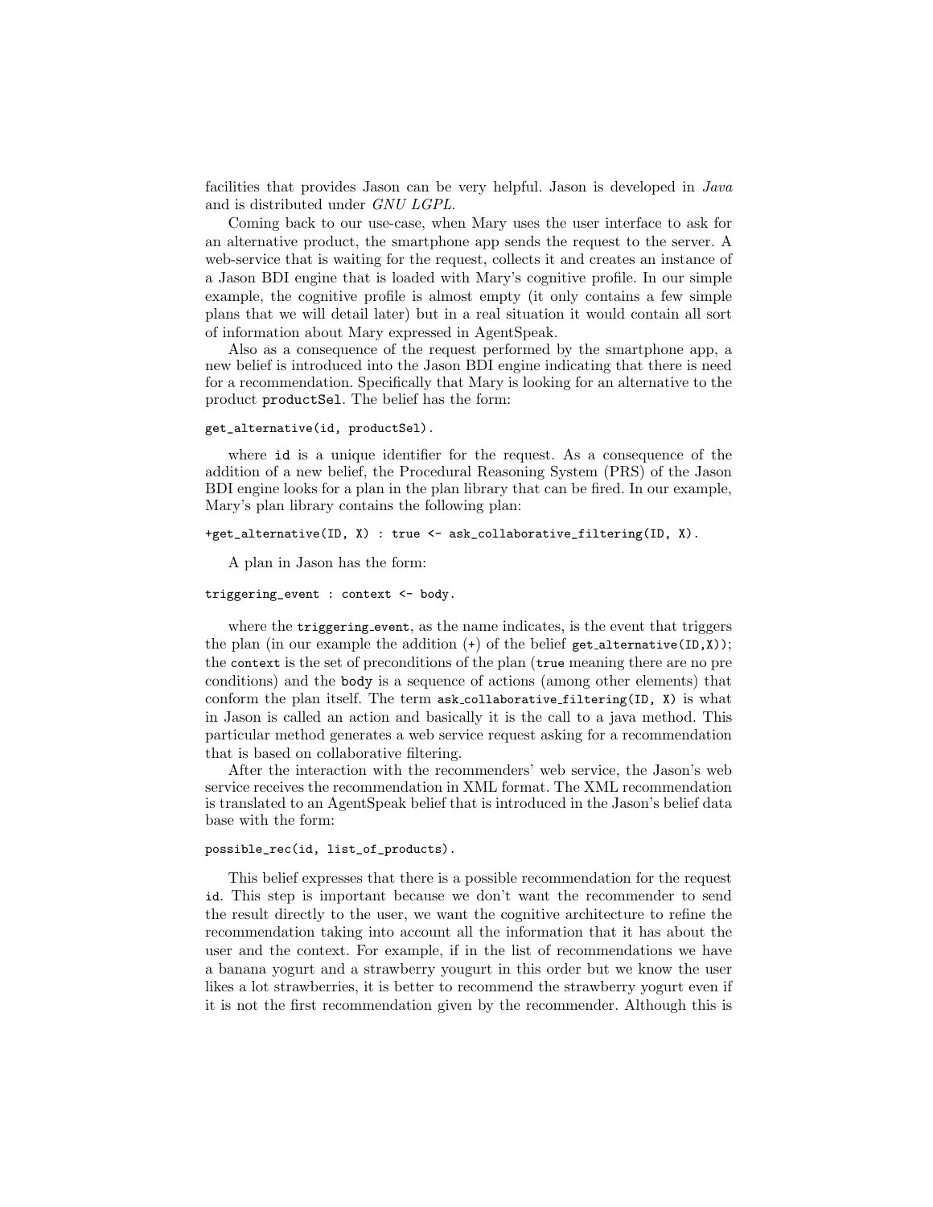facilities that provides Jason can be very helpful. Jason is developed in *Java* and is distributed under *GNU LGPL*.

Coming back to our use-case, when Mary uses the user interface to ask for an alternative product, the smartphone app sends the request to the server. A web-service that is waiting for the request, collects it and creates an instance of a Jason BDI engine that is loaded with Mary's cognitive profile. In our simple example, the cognitive profile is almost empty (it only contains a few simple plans that we will detail later) but in a real situation it would contain all sort of information about Mary expressed in AgentSpeak.

Also as a consequence of the request performed by the smartphone app, a new belief is introduced into the Jason BDI engine indicating that there is need for a recommendation. Specifically that Mary is looking for an alternative to the product `productSel`. The belief has the form:

```
get_alternative(id, productSel).
```

where `id` is a unique identifier for the request. As a consequence of the addition of a new belief, the Procedural Reasoning System (PRS) of the Jason BDI engine looks for a plan in the plan library that can be fired. In our example, Mary's plan library contains the following plan:

```
+get_alternative(ID, X) : true <- ask_collaborative_filtering(ID, X).
```

A plan in Jason has the form:

```
triggering_event : context <- body.
```

where the `triggering_event`, as the name indicates, is the event that triggers the plan (in our example the addition (`+`) of the belief `get_alternative(ID,X)`); the `context` is the set of preconditions of the plan (`true` meaning there are no pre conditions) and the `body` is a sequence of actions (among other elements) that conform the plan itself. The term `ask_collaborative_filtering(ID, X)` is what in Jason is called an action and basically it is the call to a java method. This particular method generates a web service request asking for a recommendation that is based on collaborative filtering.

After the interaction with the recommenders' web service, the Jason's web service receives the recommendation in XML format. The XML recommendation is translated to an AgentSpeak belief that is introduced in the Jason's belief data base with the form:

```
possible_rec(id, list_of_products).
```

This belief expresses that there is a possible recommendation for the request `id`. This step is important because we don't want the recommender to send the result directly to the user, we want the cognitive architecture to refine the recommendation taking into account all the information that it has about the user and the context. For example, if in the list of recommendations we have a banana yogurt and a strawberry yougurt in this order but we know the user likes a lot strawberries, it is better to recommend the strawberry yogurt even if it is not the first recommendation given by the recommender. Although this is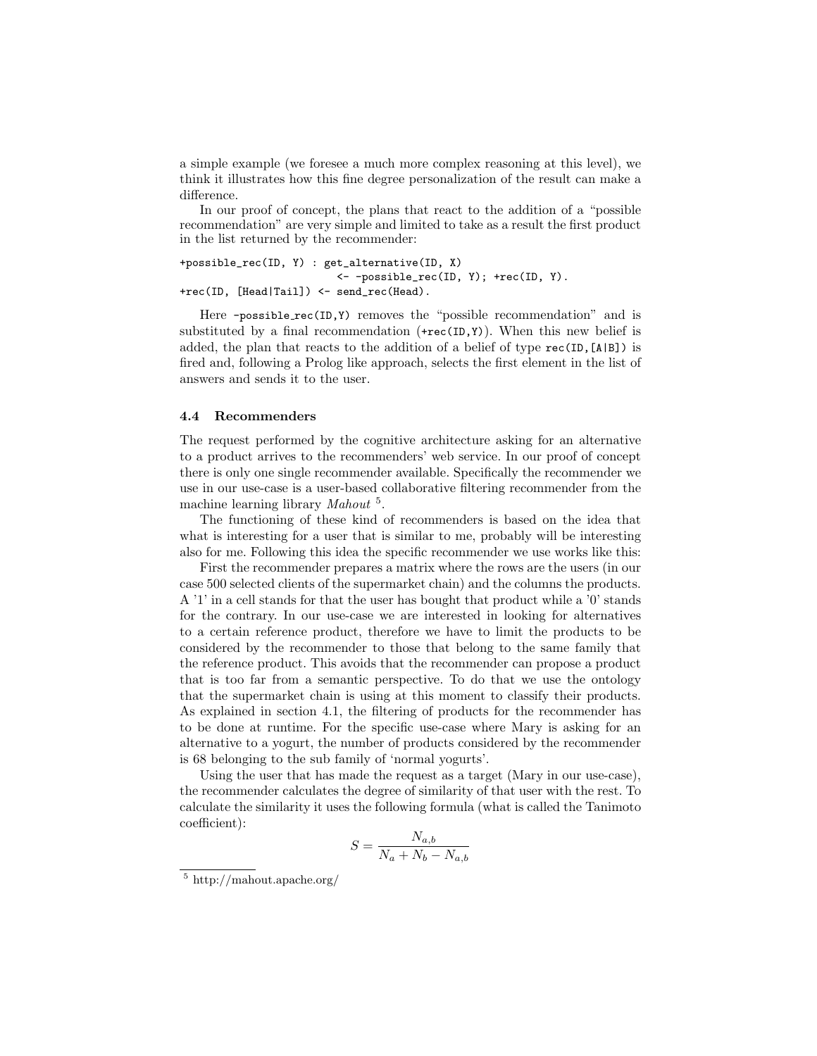a simple example (we foresee a much more complex reasoning at this level), we think it illustrates how this fine degree personalization of the result can make a difference.

In our proof of concept, the plans that react to the addition of a "possible recommendation" are very simple and limited to take as a result the first product in the list returned by the recommender:

```
+possible_rec(ID, Y) : get_alternative(ID, X)
                        <- -possible_rec(ID, Y); +rec(ID, Y).
+rec(ID, [Head|Tail]) <- send_rec(Head).
```

Here `-possible_rec(ID,Y)` removes the "possible recommendation" and is substituted by a final recommendation (`+rec(ID,Y)`). When this new belief is added, the plan that reacts to the addition of a belief of type `rec(ID,[A|B])` is fired and, following a Prolog like approach, selects the first element in the list of answers and sends it to the user.

### 4.4 Recommenders

The request performed by the cognitive architecture asking for an alternative to a product arrives to the recommenders' web service. In our proof of concept there is only one single recommender available. Specifically the recommender we use in our use-case is a user-based collaborative filtering recommender from the machine learning library *Mahout* [5].

The functioning of these kind of recommenders is based on the idea that what is interesting for a user that is similar to me, probably will be interesting also for me. Following this idea the specific recommender we use works like this:

First the recommender prepares a matrix where the rows are the users (in our case 500 selected clients of the supermarket chain) and the columns the products. A '1' in a cell stands for that the user has bought that product while a '0' stands for the contrary. In our use-case we are interested in looking for alternatives to a certain reference product, therefore we have to limit the products to be considered by the recommender to those that belong to the same family that the reference product. This avoids that the recommender can propose a product that is too far from a semantic perspective. To do that we use the ontology that the supermarket chain is using at this moment to classify their products. As explained in section 4.1, the filtering of products for the recommender has to be done at runtime. For the specific use-case where Mary is asking for an alternative to a yogurt, the number of products considered by the recommender is 68 belonging to the sub family of 'normal yogurts'.

Using the user that has made the request as a target (Mary in our use-case), the recommender calculates the degree of similarity of that user with the rest. To calculate the similarity it uses the following formula (what is called the Tanimoto coefficient):

$$S = \frac{N_{a,b}}{N_a + N_b - N_{a,b}}$$

[5] http://mahout.apache.org/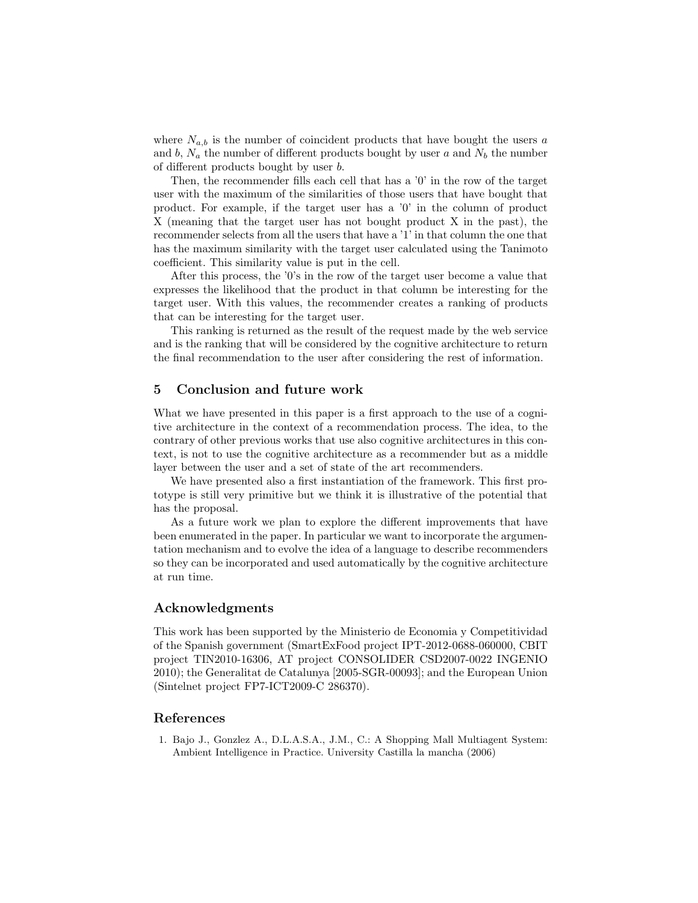where $N_{a,b}$ is the number of coincident products that have bought the users $a$ and $b$, $N_a$ the number of different products bought by user $a$ and $N_b$ the number of different products bought by user $b$.

Then, the recommender fills each cell that has a '0' in the row of the target user with the maximum of the similarities of those users that have bought that product. For example, if the target user has a '0' in the column of product X (meaning that the target user has not bought product X in the past), the recommender selects from all the users that have a '1' in that column the one that has the maximum similarity with the target user calculated using the Tanimoto coefficient. This similarity value is put in the cell.

After this process, the '0's in the row of the target user become a value that expresses the likelihood that the product in that column be interesting for the target user. With this values, the recommender creates a ranking of products that can be interesting for the target user.

This ranking is returned as the result of the request made by the web service and is the ranking that will be considered by the cognitive architecture to return the final recommendation to the user after considering the rest of information.

## 5 Conclusion and future work

What we have presented in this paper is a first approach to the use of a cognitive architecture in the context of a recommendation process. The idea, to the contrary of other previous works that use also cognitive architectures in this context, is not to use the cognitive architecture as a recommender but as a middle layer between the user and a set of state of the art recommenders.

We have presented also a first instantiation of the framework. This first prototype is still very primitive but we think it is illustrative of the potential that has the proposal.

As a future work we plan to explore the different improvements that have been enumerated in the paper. In particular we want to incorporate the argumentation mechanism and to evolve the idea of a language to describe recommenders so they can be incorporated and used automatically by the cognitive architecture at run time.

## Acknowledgments

This work has been supported by the Ministerio de Economia y Competitividad of the Spanish government (SmartExFood project IPT-2012-0688-060000, CBIT project TIN2010-16306, AT project CONSOLIDER CSD2007-0022 INGENIO 2010); the Generalitat de Catalunya [2005-SGR-00093]; and the European Union (Sintelnet project FP7-ICT2009-C 286370).

## References

1. Bajo J., Gonzlez A., D.L.A.S.A., J.M., C.: A Shopping Mall Multiagent System: Ambient Intelligence in Practice. University Castilla la mancha (2006)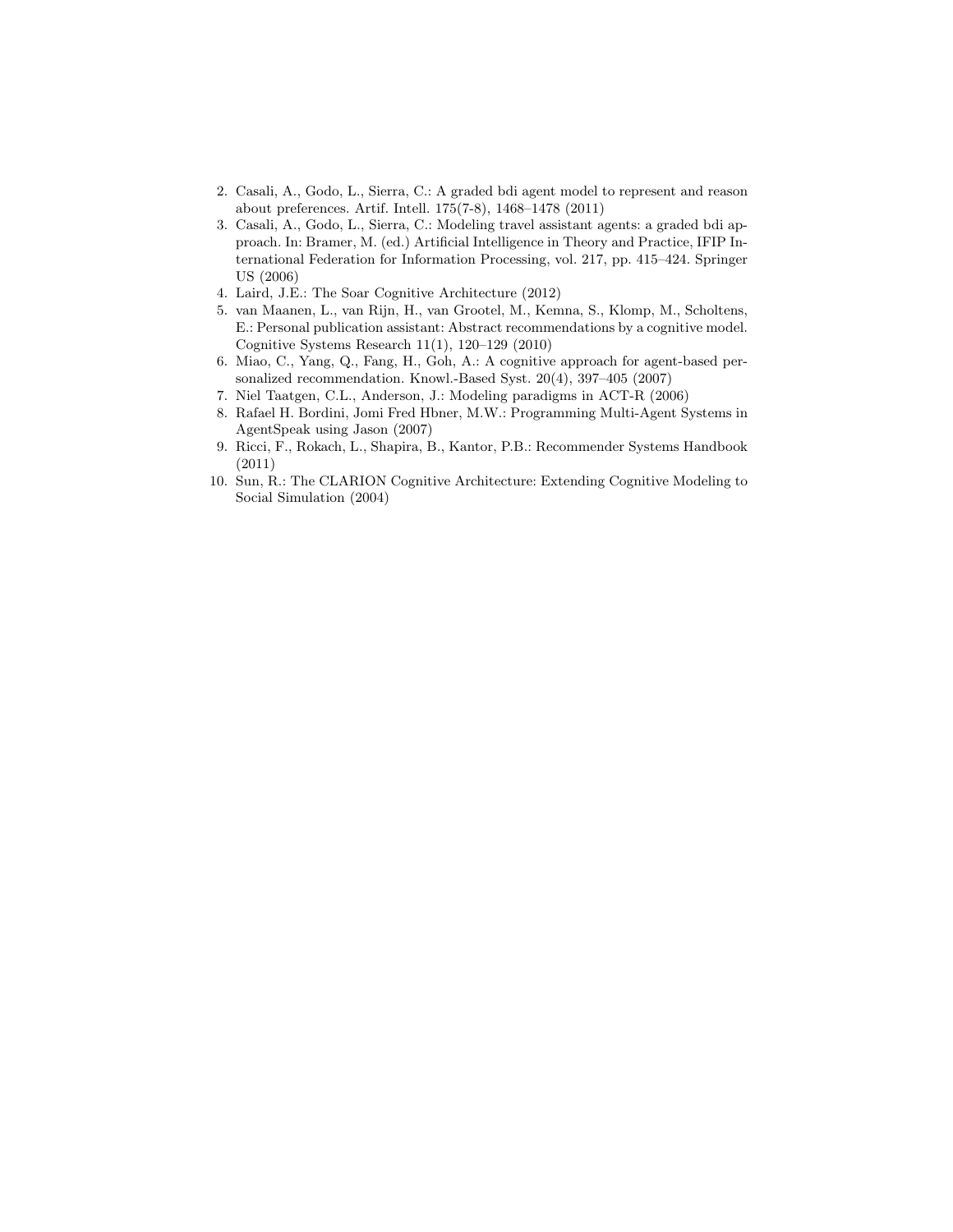2. Casali, A., Godo, L., Sierra, C.: A graded bdi agent model to represent and reason about preferences. Artif. Intell. 175(7-8), 1468–1478 (2011)
3. Casali, A., Godo, L., Sierra, C.: Modeling travel assistant agents: a graded bdi approach. In: Bramer, M. (ed.) Artificial Intelligence in Theory and Practice, IFIP International Federation for Information Processing, vol. 217, pp. 415–424. Springer US (2006)
4. Laird, J.E.: The Soar Cognitive Architecture (2012)
5. van Maanen, L., van Rijn, H., van Grootel, M., Kemna, S., Klomp, M., Scholtens, E.: Personal publication assistant: Abstract recommendations by a cognitive model. Cognitive Systems Research 11(1), 120–129 (2010)
6. Miao, C., Yang, Q., Fang, H., Goh, A.: A cognitive approach for agent-based personalized recommendation. Knowl.-Based Syst. 20(4), 397–405 (2007)
7. Niel Taatgen, C.L., Anderson, J.: Modeling paradigms in ACT-R (2006)
8. Rafael H. Bordini, Jomi Fred Hbner, M.W.: Programming Multi-Agent Systems in AgentSpeak using Jason (2007)
9. Ricci, F., Rokach, L., Shapira, B., Kantor, P.B.: Recommender Systems Handbook (2011)
10. Sun, R.: The CLARION Cognitive Architecture: Extending Cognitive Modeling to Social Simulation (2004)